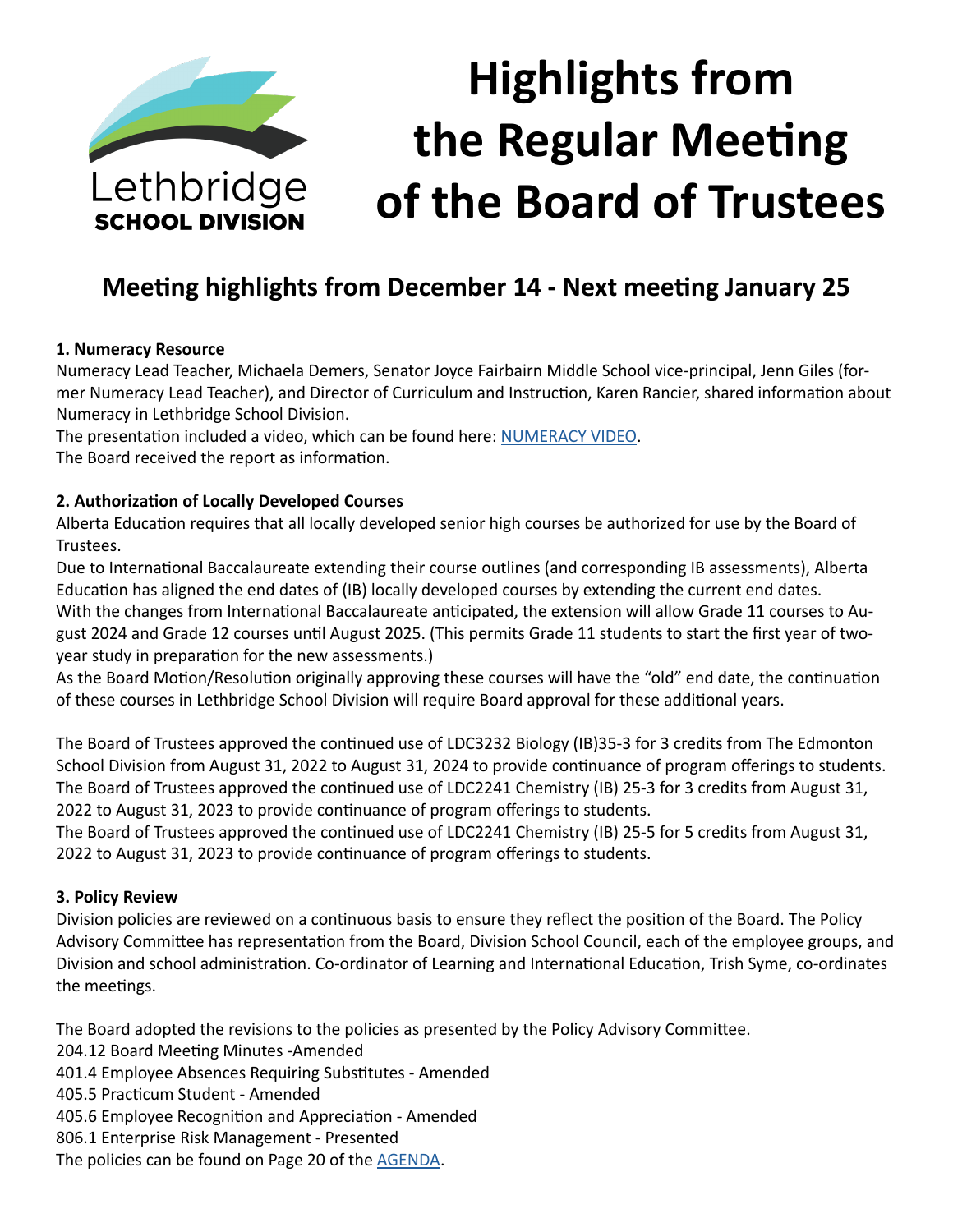Lethbridge
**SCHOOL DIVISION**

# Highlights from the Regular Meeting of the Board of Trustees

## Meeting highlights from December 14 - Next meeting January 25

**1. Numeracy Resource**

Numeracy Lead Teacher, Michaela Demers, Senator Joyce Fairbairn Middle School vice-principal, Jenn Giles (former Numeracy Lead Teacher), and Director of Curriculum and Instruction, Karen Rancier, shared information about Numeracy in Lethbridge School Division.

The presentation included a video, which can be found here: [NUMERACY VIDEO](#).

The Board received the report as information.

**2. Authorization of Locally Developed Courses**

Alberta Education requires that all locally developed senior high courses be authorized for use by the Board of Trustees.

Due to International Baccalaureate extending their course outlines (and corresponding IB assessments), Alberta Education has aligned the end dates of (IB) locally developed courses by extending the current end dates.

With the changes from International Baccalaureate anticipated, the extension will allow Grade 11 courses to August 2024 and Grade 12 courses until August 2025. (This permits Grade 11 students to start the first year of two-year study in preparation for the new assessments.)

As the Board Motion/Resolution originally approving these courses will have the "old" end date, the continuation of these courses in Lethbridge School Division will require Board approval for these additional years.

The Board of Trustees approved the continued use of LDC3232 Biology (IB)35-3 for 3 credits from The Edmonton School Division from August 31, 2022 to August 31, 2024 to provide continuance of program offerings to students.

The Board of Trustees approved the continued use of LDC2241 Chemistry (IB) 25-3 for 3 credits from August 31, 2022 to August 31, 2023 to provide continuance of program offerings to students.

The Board of Trustees approved the continued use of LDC2241 Chemistry (IB) 25-5 for 5 credits from August 31, 2022 to August 31, 2023 to provide continuance of program offerings to students.

**3. Policy Review**

Division policies are reviewed on a continuous basis to ensure they reflect the position of the Board. The Policy Advisory Committee has representation from the Board, Division School Council, each of the employee groups, and Division and school administration. Co-ordinator of Learning and International Education, Trish Syme, co-ordinates the meetings.

The Board adopted the revisions to the policies as presented by the Policy Advisory Committee.

204.12 Board Meeting Minutes -Amended
401.4 Employee Absences Requiring Substitutes - Amended
405.5 Practicum Student - Amended
405.6 Employee Recognition and Appreciation - Amended
806.1 Enterprise Risk Management - Presented

The policies can be found on Page 20 of the [AGENDA](#).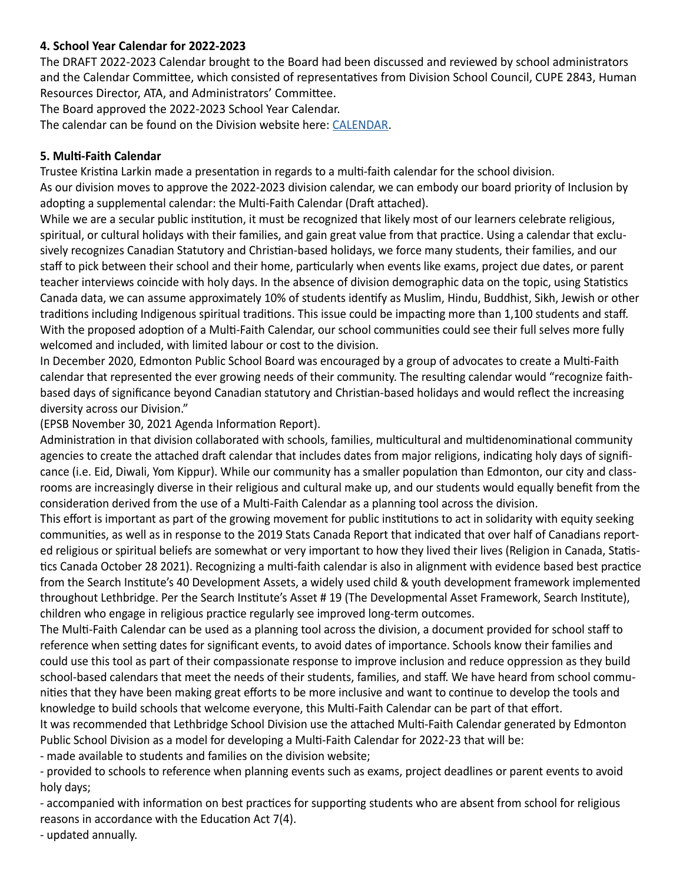**4. School Year Calendar for 2022-2023**

The DRAFT 2022-2023 Calendar brought to the Board had been discussed and reviewed by school administrators and the Calendar Committee, which consisted of representatives from Division School Council, CUPE 2843, Human Resources Director, ATA, and Administrators' Committee.

The Board approved the 2022-2023 School Year Calendar.

The calendar can be found on the Division website here: CALENDAR.

**5. Multi-Faith Calendar**

Trustee Kristina Larkin made a presentation in regards to a multi-faith calendar for the school division.

As our division moves to approve the 2022-2023 division calendar, we can embody our board priority of Inclusion by adopting a supplemental calendar: the Multi-Faith Calendar (Draft attached).

While we are a secular public institution, it must be recognized that likely most of our learners celebrate religious, spiritual, or cultural holidays with their families, and gain great value from that practice. Using a calendar that exclusively recognizes Canadian Statutory and Christian-based holidays, we force many students, their families, and our staff to pick between their school and their home, particularly when events like exams, project due dates, or parent teacher interviews coincide with holy days. In the absence of division demographic data on the topic, using Statistics Canada data, we can assume approximately 10% of students identify as Muslim, Hindu, Buddhist, Sikh, Jewish or other traditions including Indigenous spiritual traditions. This issue could be impacting more than 1,100 students and staff. With the proposed adoption of a Multi-Faith Calendar, our school communities could see their full selves more fully welcomed and included, with limited labour or cost to the division.

In December 2020, Edmonton Public School Board was encouraged by a group of advocates to create a Multi-Faith calendar that represented the ever growing needs of their community. The resulting calendar would "recognize faith-based days of significance beyond Canadian statutory and Christian-based holidays and would reflect the increasing diversity across our Division."

(EPSB November 30, 2021 Agenda Information Report).

Administration in that division collaborated with schools, families, multicultural and multidenominational community agencies to create the attached draft calendar that includes dates from major religions, indicating holy days of significance (i.e. Eid, Diwali, Yom Kippur). While our community has a smaller population than Edmonton, our city and classrooms are increasingly diverse in their religious and cultural make up, and our students would equally benefit from the consideration derived from the use of a Multi-Faith Calendar as a planning tool across the division.

This effort is important as part of the growing movement for public institutions to act in solidarity with equity seeking communities, as well as in response to the 2019 Stats Canada Report that indicated that over half of Canadians reported religious or spiritual beliefs are somewhat or very important to how they lived their lives (Religion in Canada, Statistics Canada October 28 2021). Recognizing a multi-faith calendar is also in alignment with evidence based best practice from the Search Institute's 40 Development Assets, a widely used child & youth development framework implemented throughout Lethbridge. Per the Search Institute's Asset # 19 (The Developmental Asset Framework, Search Institute), children who engage in religious practice regularly see improved long-term outcomes.

The Multi-Faith Calendar can be used as a planning tool across the division, a document provided for school staff to reference when setting dates for significant events, to avoid dates of importance. Schools know their families and could use this tool as part of their compassionate response to improve inclusion and reduce oppression as they build school-based calendars that meet the needs of their students, families, and staff. We have heard from school communities that they have been making great efforts to be more inclusive and want to continue to develop the tools and knowledge to build schools that welcome everyone, this Multi-Faith Calendar can be part of that effort.

It was recommended that Lethbridge School Division use the attached Multi-Faith Calendar generated by Edmonton Public School Division as a model for developing a Multi-Faith Calendar for 2022-23 that will be:

- made available to students and families on the division website;
- provided to schools to reference when planning events such as exams, project deadlines or parent events to avoid holy days;
- accompanied with information on best practices for supporting students who are absent from school for religious reasons in accordance with the Education Act 7(4).
- updated annually.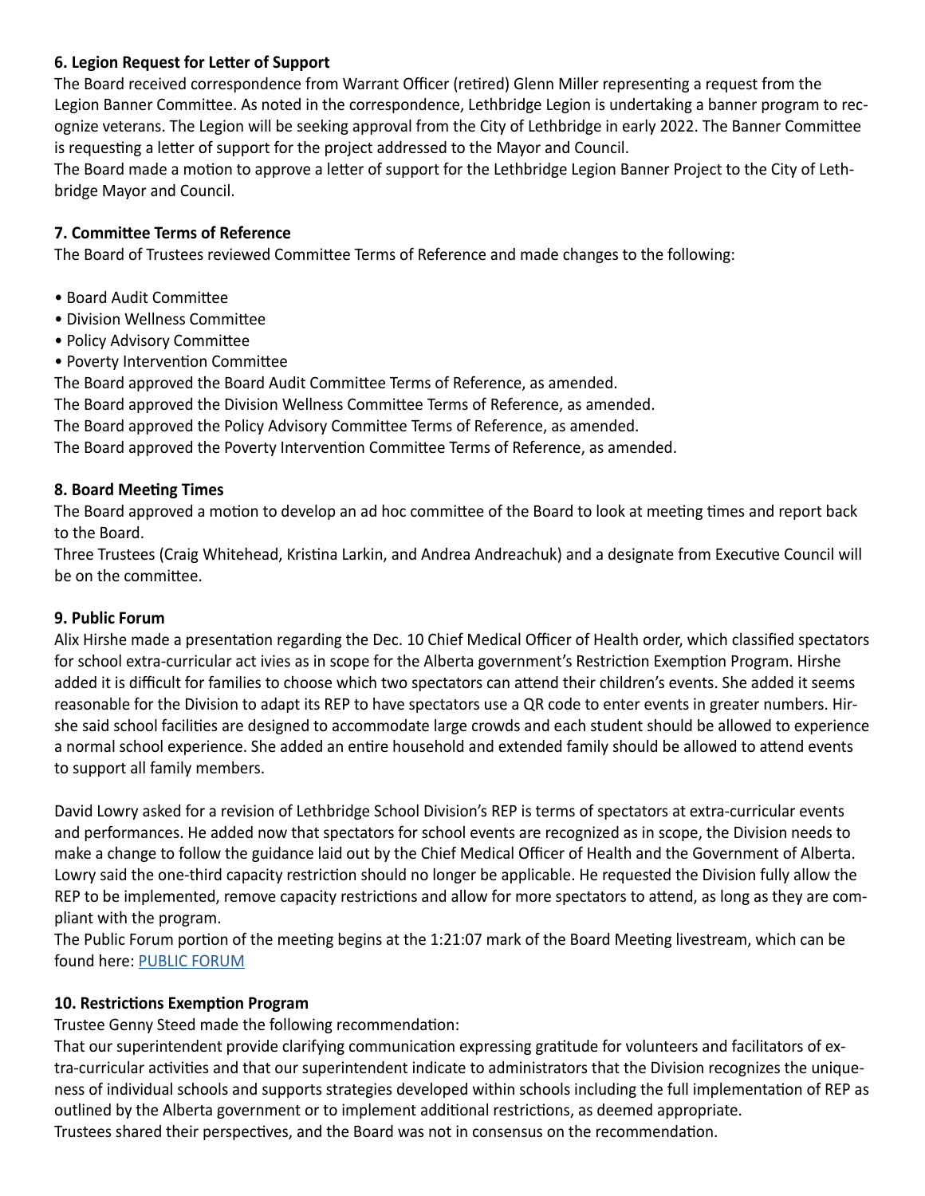### 6. Legion Request for Letter of Support

The Board received correspondence from Warrant Officer (retired) Glenn Miller representing a request from the Legion Banner Committee. As noted in the correspondence, Lethbridge Legion is undertaking a banner program to recognize veterans. The Legion will be seeking approval from the City of Lethbridge in early 2022. The Banner Committee is requesting a letter of support for the project addressed to the Mayor and Council.

The Board made a motion to approve a letter of support for the Lethbridge Legion Banner Project to the City of Lethbridge Mayor and Council.

### 7. Committee Terms of Reference

The Board of Trustees reviewed Committee Terms of Reference and made changes to the following:

- Board Audit Committee
- Division Wellness Committee
- Policy Advisory Committee
- Poverty Intervention Committee

The Board approved the Board Audit Committee Terms of Reference, as amended.
The Board approved the Division Wellness Committee Terms of Reference, as amended.
The Board approved the Policy Advisory Committee Terms of Reference, as amended.
The Board approved the Poverty Intervention Committee Terms of Reference, as amended.

### 8. Board Meeting Times

The Board approved a motion to develop an ad hoc committee of the Board to look at meeting times and report back to the Board.

Three Trustees (Craig Whitehead, Kristina Larkin, and Andrea Andreachuk) and a designate from Executive Council will be on the committee.

### 9. Public Forum

Alix Hirshe made a presentation regarding the Dec. 10 Chief Medical Officer of Health order, which classified spectators for school extra-curricular act ivies as in scope for the Alberta government's Restriction Exemption Program. Hirshe added it is difficult for families to choose which two spectators can attend their children's events. She added it seems reasonable for the Division to adapt its REP to have spectators use a QR code to enter events in greater numbers. Hirshe said school facilities are designed to accommodate large crowds and each student should be allowed to experience a normal school experience. She added an entire household and extended family should be allowed to attend events to support all family members.

David Lowry asked for a revision of Lethbridge School Division's REP is terms of spectators at extra-curricular events and performances. He added now that spectators for school events are recognized as in scope, the Division needs to make a change to follow the guidance laid out by the Chief Medical Officer of Health and the Government of Alberta. Lowry said the one-third capacity restriction should no longer be applicable. He requested the Division fully allow the REP to be implemented, remove capacity restrictions and allow for more spectators to attend, as long as they are compliant with the program.

The Public Forum portion of the meeting begins at the 1:21:07 mark of the Board Meeting livestream, which can be found here: PUBLIC FORUM

### 10. Restrictions Exemption Program

Trustee Genny Steed made the following recommendation:

That our superintendent provide clarifying communication expressing gratitude for volunteers and facilitators of extra-curricular activities and that our superintendent indicate to administrators that the Division recognizes the uniqueness of individual schools and supports strategies developed within schools including the full implementation of REP as outlined by the Alberta government or to implement additional restrictions, as deemed appropriate.

Trustees shared their perspectives, and the Board was not in consensus on the recommendation.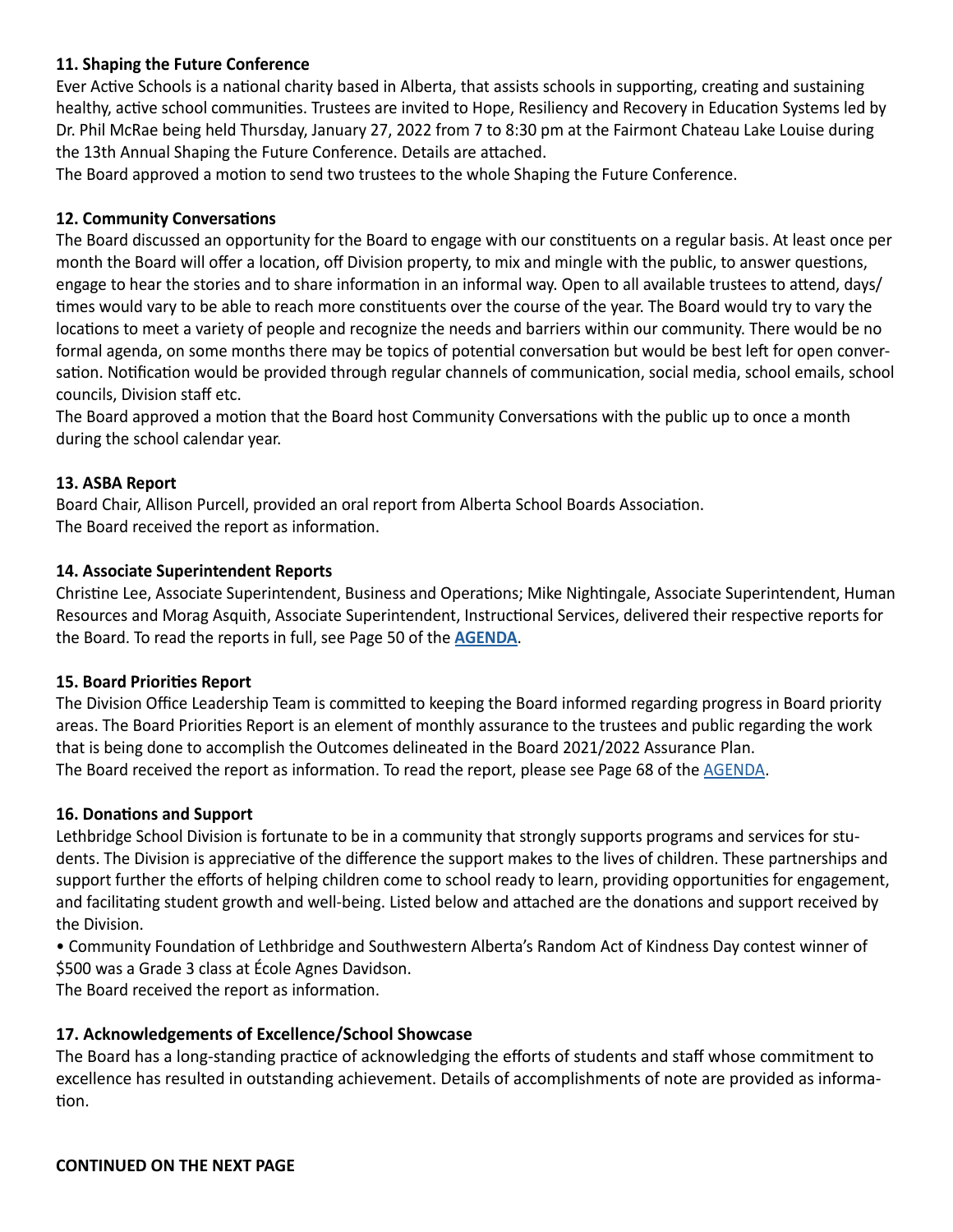### 11. Shaping the Future Conference

Ever Active Schools is a national charity based in Alberta, that assists schools in supporting, creating and sustaining healthy, active school communities. Trustees are invited to Hope, Resiliency and Recovery in Education Systems led by Dr. Phil McRae being held Thursday, January 27, 2022 from 7 to 8:30 pm at the Fairmont Chateau Lake Louise during the 13th Annual Shaping the Future Conference. Details are attached.

The Board approved a motion to send two trustees to the whole Shaping the Future Conference.

### 12. Community Conversations

The Board discussed an opportunity for the Board to engage with our constituents on a regular basis. At least once per month the Board will offer a location, off Division property, to mix and mingle with the public, to answer questions, engage to hear the stories and to share information in an informal way. Open to all available trustees to attend, days/ times would vary to be able to reach more constituents over the course of the year. The Board would try to vary the locations to meet a variety of people and recognize the needs and barriers within our community. There would be no formal agenda, on some months there may be topics of potential conversation but would be best left for open conversation. Notification would be provided through regular channels of communication, social media, school emails, school councils, Division staff etc.

The Board approved a motion that the Board host Community Conversations with the public up to once a month during the school calendar year.

### 13. ASBA Report

Board Chair, Allison Purcell, provided an oral report from Alberta School Boards Association.

The Board received the report as information.

### 14. Associate Superintendent Reports

Christine Lee, Associate Superintendent, Business and Operations; Mike Nightingale, Associate Superintendent, Human Resources and Morag Asquith, Associate Superintendent, Instructional Services, delivered their respective reports for the Board. To read the reports in full, see Page 50 of the **AGENDA**.

### 15. Board Priorities Report

The Division Office Leadership Team is committed to keeping the Board informed regarding progress in Board priority areas. The Board Priorities Report is an element of monthly assurance to the trustees and public regarding the work that is being done to accomplish the Outcomes delineated in the Board 2021/2022 Assurance Plan.

The Board received the report as information. To read the report, please see Page 68 of the AGENDA.

### 16. Donations and Support

Lethbridge School Division is fortunate to be in a community that strongly supports programs and services for students. The Division is appreciative of the difference the support makes to the lives of children. These partnerships and support further the efforts of helping children come to school ready to learn, providing opportunities for engagement, and facilitating student growth and well-being. Listed below and attached are the donations and support received by the Division.

- Community Foundation of Lethbridge and Southwestern Alberta's Random Act of Kindness Day contest winner of $500 was a Grade 3 class at École Agnes Davidson.

The Board received the report as information.

### 17. Acknowledgements of Excellence/School Showcase

The Board has a long-standing practice of acknowledging the efforts of students and staff whose commitment to excellence has resulted in outstanding achievement. Details of accomplishments of note are provided as information.

**CONTINUED ON THE NEXT PAGE**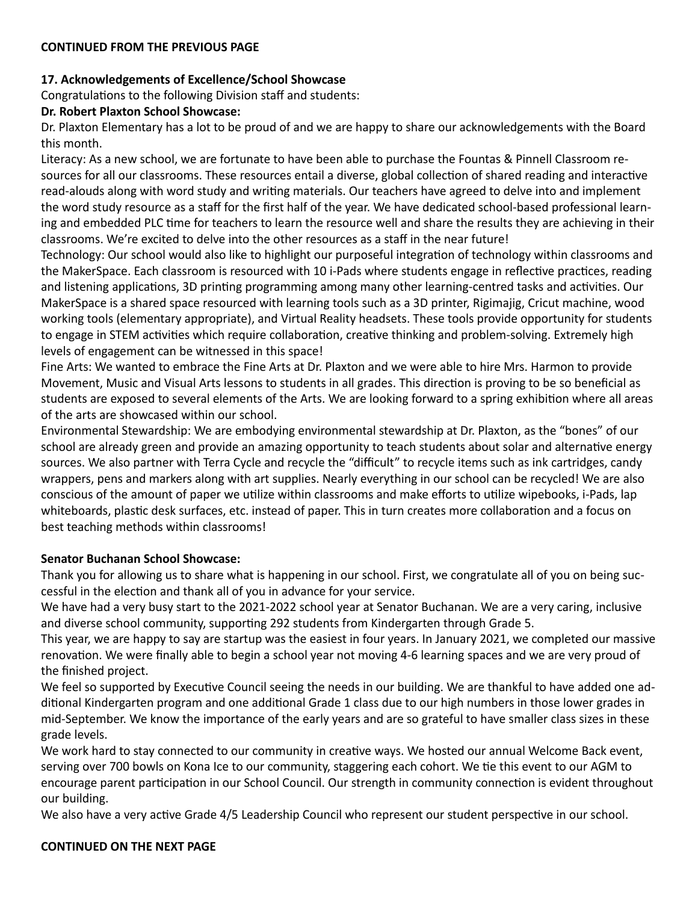**CONTINUED FROM THE PREVIOUS PAGE**

**17. Acknowledgements of Excellence/School Showcase**

Congratulations to the following Division staff and students:

**Dr. Robert Plaxton School Showcase:**

Dr. Plaxton Elementary has a lot to be proud of and we are happy to share our acknowledgements with the Board this month.

Literacy: As a new school, we are fortunate to have been able to purchase the Fountas & Pinnell Classroom resources for all our classrooms. These resources entail a diverse, global collection of shared reading and interactive read-alouds along with word study and writing materials. Our teachers have agreed to delve into and implement the word study resource as a staff for the first half of the year. We have dedicated school-based professional learning and embedded PLC time for teachers to learn the resource well and share the results they are achieving in their classrooms. We're excited to delve into the other resources as a staff in the near future!

Technology: Our school would also like to highlight our purposeful integration of technology within classrooms and the MakerSpace. Each classroom is resourced with 10 i-Pads where students engage in reflective practices, reading and listening applications, 3D printing programming among many other learning-centred tasks and activities. Our MakerSpace is a shared space resourced with learning tools such as a 3D printer, Rigimajig, Cricut machine, wood working tools (elementary appropriate), and Virtual Reality headsets. These tools provide opportunity for students to engage in STEM activities which require collaboration, creative thinking and problem-solving. Extremely high levels of engagement can be witnessed in this space!

Fine Arts: We wanted to embrace the Fine Arts at Dr. Plaxton and we were able to hire Mrs. Harmon to provide Movement, Music and Visual Arts lessons to students in all grades. This direction is proving to be so beneficial as students are exposed to several elements of the Arts. We are looking forward to a spring exhibition where all areas of the arts are showcased within our school.

Environmental Stewardship: We are embodying environmental stewardship at Dr. Plaxton, as the "bones" of our school are already green and provide an amazing opportunity to teach students about solar and alternative energy sources. We also partner with Terra Cycle and recycle the "difficult" to recycle items such as ink cartridges, candy wrappers, pens and markers along with art supplies. Nearly everything in our school can be recycled! We are also conscious of the amount of paper we utilize within classrooms and make efforts to utilize wipebooks, i-Pads, lap whiteboards, plastic desk surfaces, etc. instead of paper. This in turn creates more collaboration and a focus on best teaching methods within classrooms!

**Senator Buchanan School Showcase:**

Thank you for allowing us to share what is happening in our school. First, we congratulate all of you on being successful in the election and thank all of you in advance for your service.

We have had a very busy start to the 2021-2022 school year at Senator Buchanan. We are a very caring, inclusive and diverse school community, supporting 292 students from Kindergarten through Grade 5.

This year, we are happy to say are startup was the easiest in four years. In January 2021, we completed our massive renovation. We were finally able to begin a school year not moving 4-6 learning spaces and we are very proud of the finished project.

We feel so supported by Executive Council seeing the needs in our building. We are thankful to have added one additional Kindergarten program and one additional Grade 1 class due to our high numbers in those lower grades in mid-September. We know the importance of the early years and are so grateful to have smaller class sizes in these grade levels.

We work hard to stay connected to our community in creative ways. We hosted our annual Welcome Back event, serving over 700 bowls on Kona Ice to our community, staggering each cohort. We tie this event to our AGM to encourage parent participation in our School Council. Our strength in community connection is evident throughout our building.

We also have a very active Grade 4/5 Leadership Council who represent our student perspective in our school.

**CONTINUED ON THE NEXT PAGE**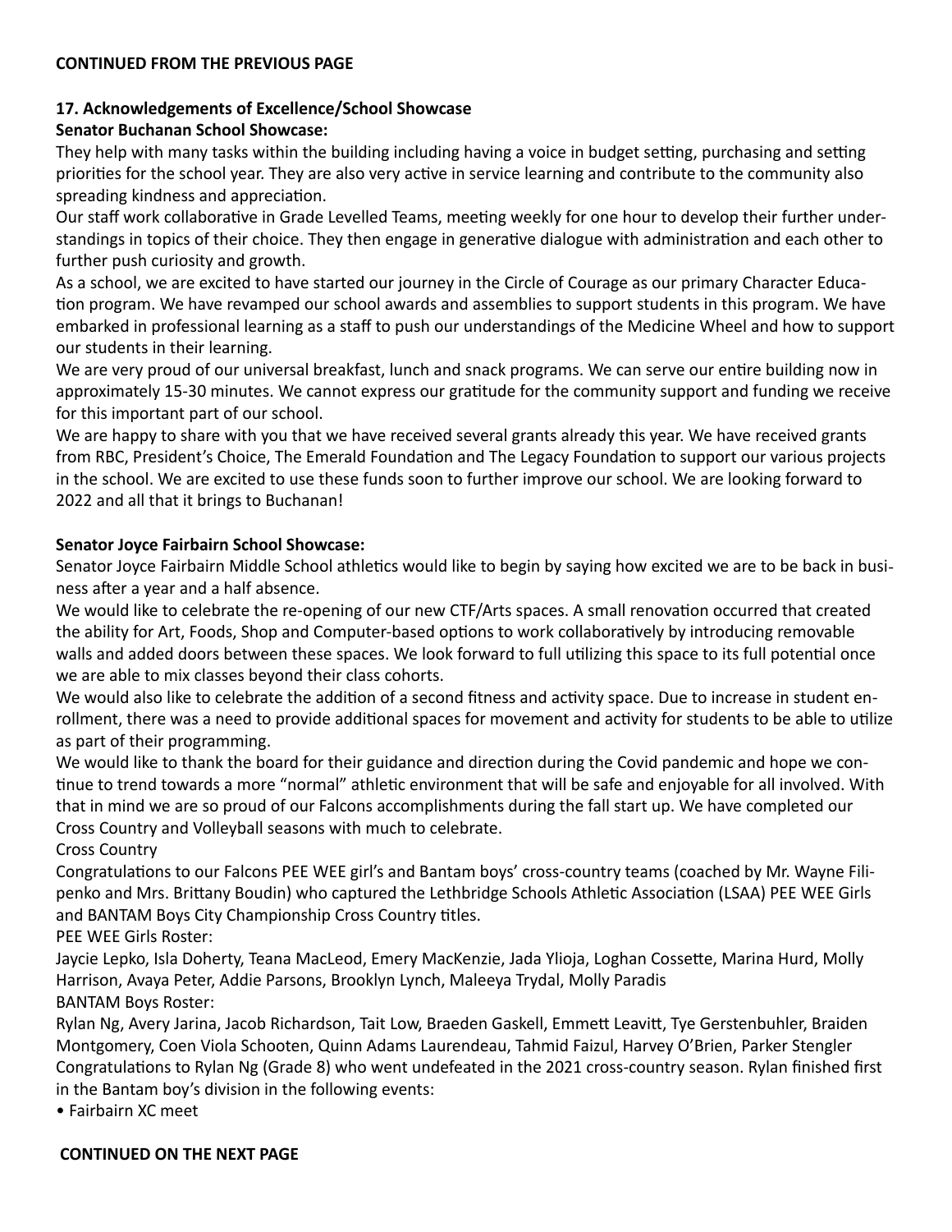**CONTINUED FROM THE PREVIOUS PAGE**

**17. Acknowledgements of Excellence/School Showcase**

**Senator Buchanan School Showcase:**

They help with many tasks within the building including having a voice in budget setting, purchasing and setting priorities for the school year. They are also very active in service learning and contribute to the community also spreading kindness and appreciation.

Our staff work collaborative in Grade Levelled Teams, meeting weekly for one hour to develop their further understandings in topics of their choice. They then engage in generative dialogue with administration and each other to further push curiosity and growth.

As a school, we are excited to have started our journey in the Circle of Courage as our primary Character Education program. We have revamped our school awards and assemblies to support students in this program. We have embarked in professional learning as a staff to push our understandings of the Medicine Wheel and how to support our students in their learning.

We are very proud of our universal breakfast, lunch and snack programs. We can serve our entire building now in approximately 15-30 minutes. We cannot express our gratitude for the community support and funding we receive for this important part of our school.

We are happy to share with you that we have received several grants already this year. We have received grants from RBC, President's Choice, The Emerald Foundation and The Legacy Foundation to support our various projects in the school. We are excited to use these funds soon to further improve our school. We are looking forward to 2022 and all that it brings to Buchanan!

**Senator Joyce Fairbairn School Showcase:**

Senator Joyce Fairbairn Middle School athletics would like to begin by saying how excited we are to be back in business after a year and a half absence.

We would like to celebrate the re-opening of our new CTF/Arts spaces. A small renovation occurred that created the ability for Art, Foods, Shop and Computer-based options to work collaboratively by introducing removable walls and added doors between these spaces. We look forward to full utilizing this space to its full potential once we are able to mix classes beyond their class cohorts.

We would also like to celebrate the addition of a second fitness and activity space. Due to increase in student enrollment, there was a need to provide additional spaces for movement and activity for students to be able to utilize as part of their programming.

We would like to thank the board for their guidance and direction during the Covid pandemic and hope we continue to trend towards a more "normal" athletic environment that will be safe and enjoyable for all involved. With that in mind we are so proud of our Falcons accomplishments during the fall start up. We have completed our Cross Country and Volleyball seasons with much to celebrate.

Cross Country

Congratulations to our Falcons PEE WEE girl's and Bantam boys' cross-country teams (coached by Mr. Wayne Filipenko and Mrs. Brittany Boudin) who captured the Lethbridge Schools Athletic Association (LSAA) PEE WEE Girls and BANTAM Boys City Championship Cross Country titles.

PEE WEE Girls Roster:

Jaycie Lepko, Isla Doherty, Teana MacLeod, Emery MacKenzie, Jada Ylioja, Loghan Cossette, Marina Hurd, Molly Harrison, Avaya Peter, Addie Parsons, Brooklyn Lynch, Maleeya Trydal, Molly Paradis

BANTAM Boys Roster:

Rylan Ng, Avery Jarina, Jacob Richardson, Tait Low, Braeden Gaskell, Emmett Leavitt, Tye Gerstenbuhler, Braiden Montgomery, Coen Viola Schooten, Quinn Adams Laurendeau, Tahmid Faizul, Harvey O'Brien, Parker Stengler

Congratulations to Rylan Ng (Grade 8) who went undefeated in the 2021 cross-country season. Rylan finished first in the Bantam boy's division in the following events:

- Fairbairn XC meet

**CONTINUED ON THE NEXT PAGE**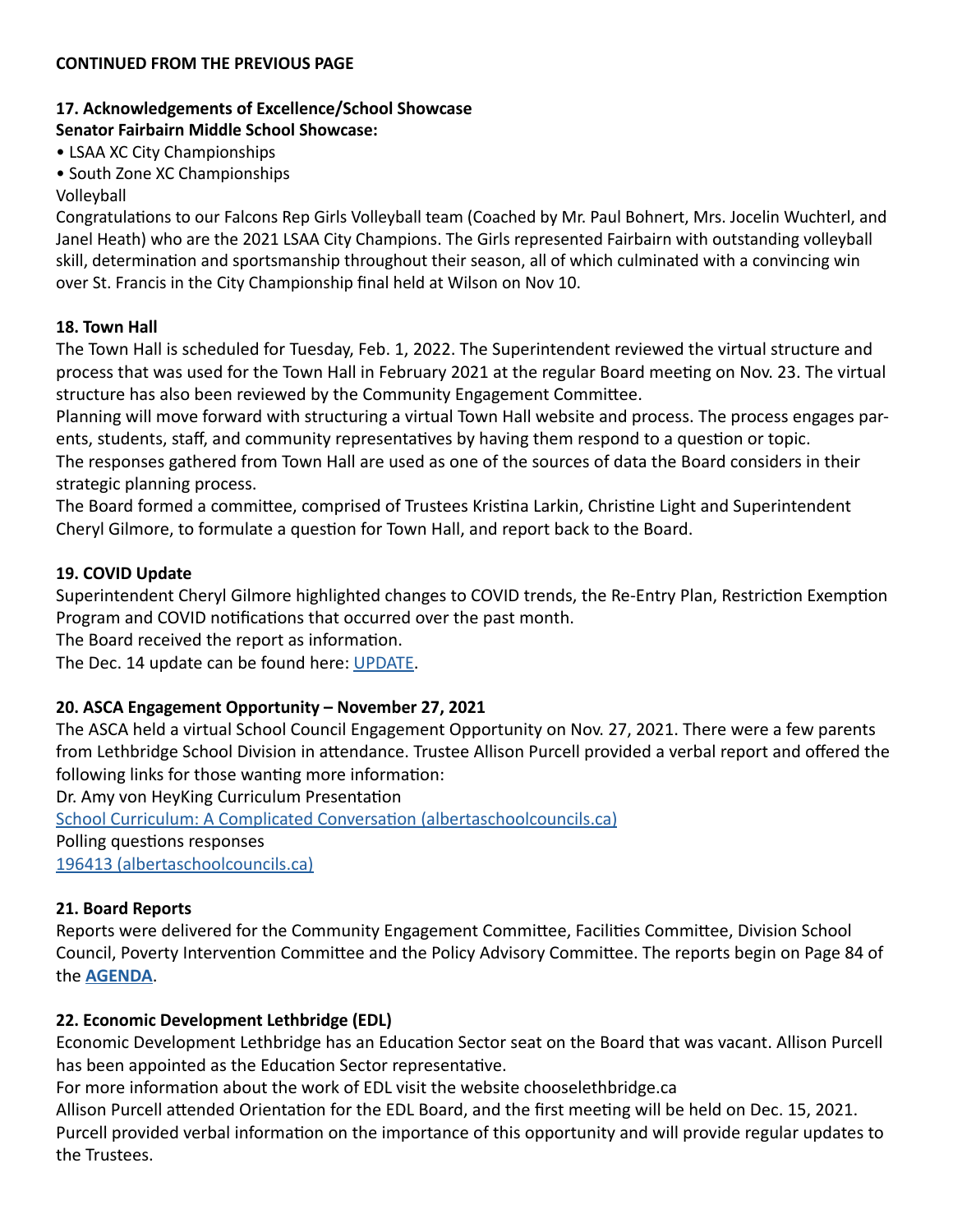**CONTINUED FROM THE PREVIOUS PAGE**

**17. Acknowledgements of Excellence/School Showcase**
**Senator Fairbairn Middle School Showcase:**

- LSAA XC City Championships
- South Zone XC Championships

Volleyball

Congratulations to our Falcons Rep Girls Volleyball team (Coached by Mr. Paul Bohnert, Mrs. Jocelin Wuchterl, and Janel Heath) who are the 2021 LSAA City Champions. The Girls represented Fairbairn with outstanding volleyball skill, determination and sportsmanship throughout their season, all of which culminated with a convincing win over St. Francis in the City Championship final held at Wilson on Nov 10.

**18. Town Hall**

The Town Hall is scheduled for Tuesday, Feb. 1, 2022. The Superintendent reviewed the virtual structure and process that was used for the Town Hall in February 2021 at the regular Board meeting on Nov. 23. The virtual structure has also been reviewed by the Community Engagement Committee.

Planning will move forward with structuring a virtual Town Hall website and process. The process engages parents, students, staff, and community representatives by having them respond to a question or topic.

The responses gathered from Town Hall are used as one of the sources of data the Board considers in their strategic planning process.

The Board formed a committee, comprised of Trustees Kristina Larkin, Christine Light and Superintendent Cheryl Gilmore, to formulate a question for Town Hall, and report back to the Board.

**19. COVID Update**

Superintendent Cheryl Gilmore highlighted changes to COVID trends, the Re-Entry Plan, Restriction Exemption Program and COVID notifications that occurred over the past month.

The Board received the report as information.

The Dec. 14 update can be found here: UPDATE.

**20. ASCA Engagement Opportunity – November 27, 2021**

The ASCA held a virtual School Council Engagement Opportunity on Nov. 27, 2021. There were a few parents from Lethbridge School Division in attendance. Trustee Allison Purcell provided a verbal report and offered the following links for those wanting more information:

Dr. Amy von HeyKing Curriculum Presentation

School Curriculum: A Complicated Conversation (albertaschoolcouncils.ca)

Polling questions responses

196413 (albertaschoolcouncils.ca)

**21. Board Reports**

Reports were delivered for the Community Engagement Committee, Facilities Committee, Division School Council, Poverty Intervention Committee and the Policy Advisory Committee. The reports begin on Page 84 of the **AGENDA**.

**22. Economic Development Lethbridge (EDL)**

Economic Development Lethbridge has an Education Sector seat on the Board that was vacant. Allison Purcell has been appointed as the Education Sector representative.

For more information about the work of EDL visit the website chooselethbridge.ca

Allison Purcell attended Orientation for the EDL Board, and the first meeting will be held on Dec. 15, 2021. Purcell provided verbal information on the importance of this opportunity and will provide regular updates to the Trustees.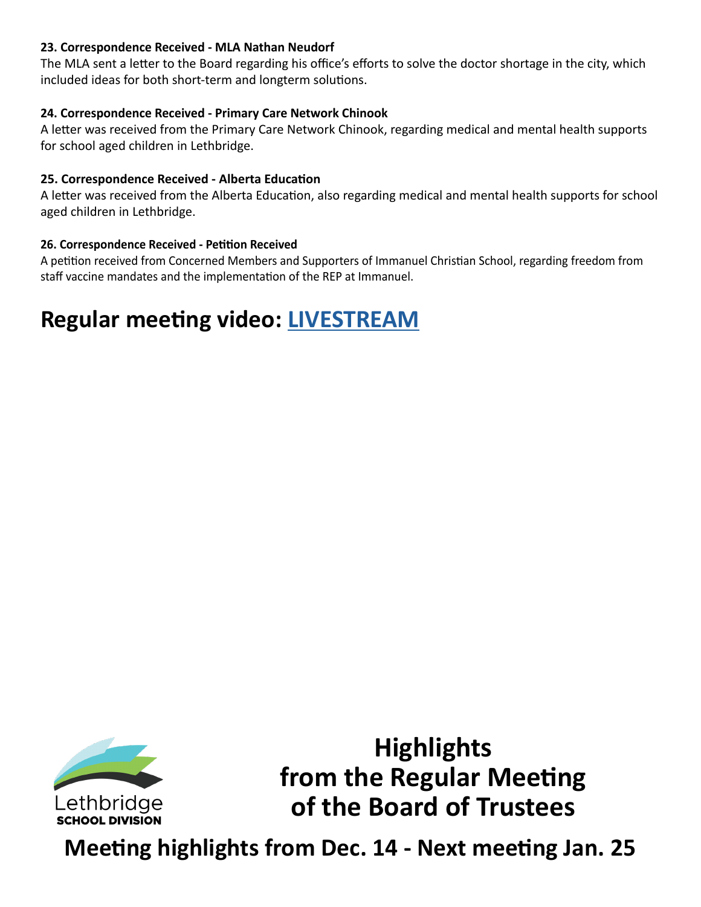**23. Correspondence Received - MLA Nathan Neudorf**

The MLA sent a letter to the Board regarding his office's efforts to solve the doctor shortage in the city, which included ideas for both short-term and longterm solutions.

**24. Correspondence Received - Primary Care Network Chinook**

A letter was received from the Primary Care Network Chinook, regarding medical and mental health supports for school aged children in Lethbridge.

**25. Correspondence Received - Alberta Education**

A letter was received from the Alberta Education, also regarding medical and mental health supports for school aged children in Lethbridge.

**26. Correspondence Received - Petition Received**

A petition received from Concerned Members and Supporters of Immanuel Christian School, regarding freedom from staff vaccine mandates and the implementation of the REP at Immanuel.

## Regular meeting video: LIVESTREAM

Lethbridge
SCHOOL DIVISION

## Highlights from the Regular Meeting of the Board of Trustees

## Meeting highlights from Dec. 14 - Next meeting Jan. 25